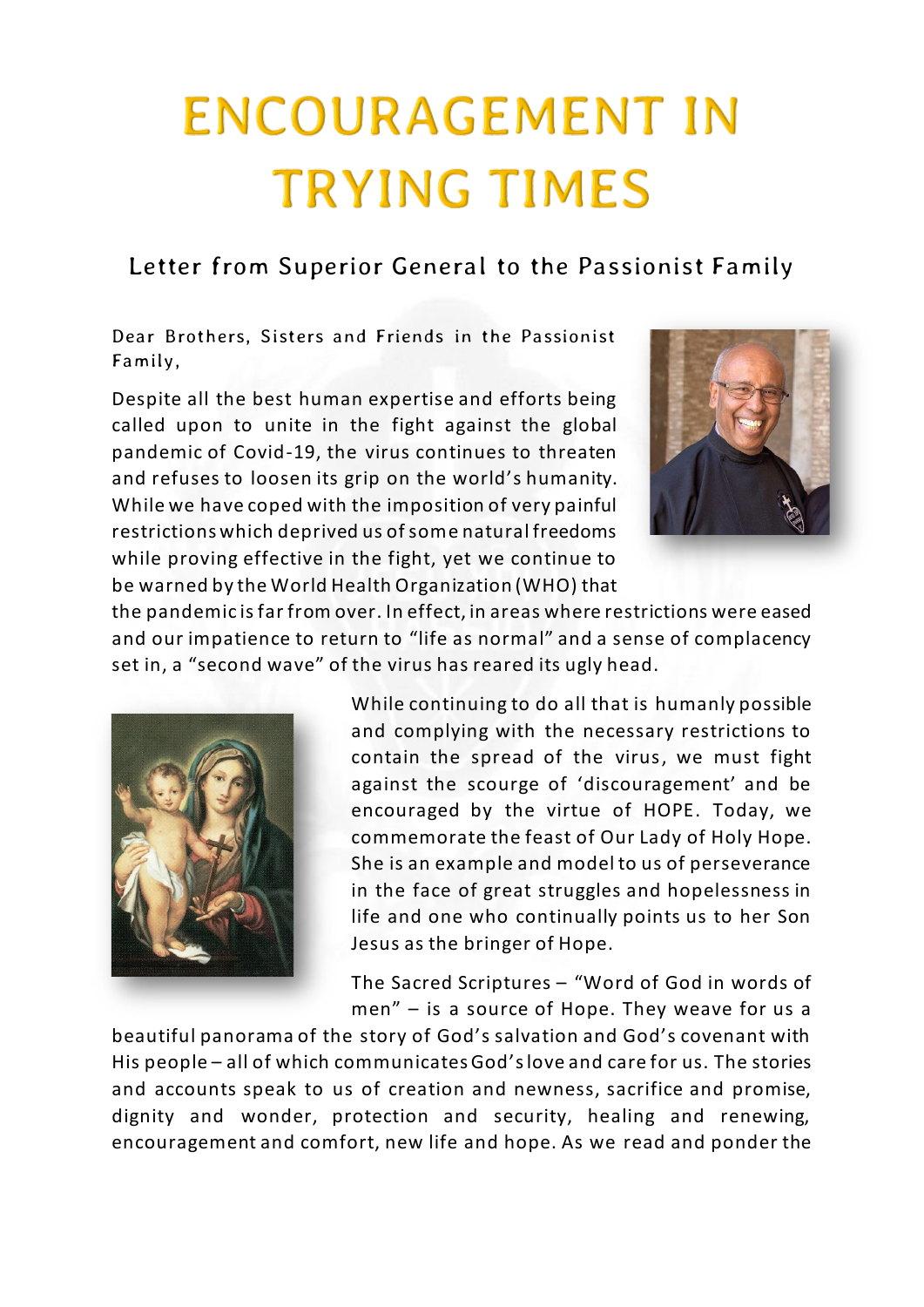# ENCOURAGEMENT IN TRYING TIMES

## Letter from Superior General to the Passionist Family

Dear Brothers, Sisters and Friends in the Passionist Family,

Despite all the best human expertise and efforts being called upon to unite in the fight against the global pandemic of Covid-19, the virus continues to threaten and refuses to loosen its grip on the world's humanity. While we have coped with the imposition of very painful restrictions which deprived us of some natural freedoms while proving effective in the fight, yet we continue to be warned by the World Health Organization (WHO) that the pandemic is far from over. In effect, in areas where restrictions were eased and our impatience to return to "life as normal" and a sense of complacency set in, a "second wave" of the virus has reared its ugly head.

While continuing to do all that is humanly possible and complying with the necessary restrictions to contain the spread of the virus, we must fight against the scourge of 'discouragement' and be encouraged by the virtue of HOPE. Today, we commemorate the feast of Our Lady of Holy Hope. She is an example and model to us of perseverance in the face of great struggles and hopelessness in life and one who continually points us to her Son Jesus as the bringer of Hope.

The Sacred Scriptures – "Word of God in words of men" – is a source of Hope. They weave for us a beautiful panorama of the story of God's salvation and God's covenant with His people – all of which communicates God's love and care for us. The stories and accounts speak to us of creation and newness, sacrifice and promise, dignity and wonder, protection and security, healing and renewing, encouragement and comfort, new life and hope. As we read and ponder the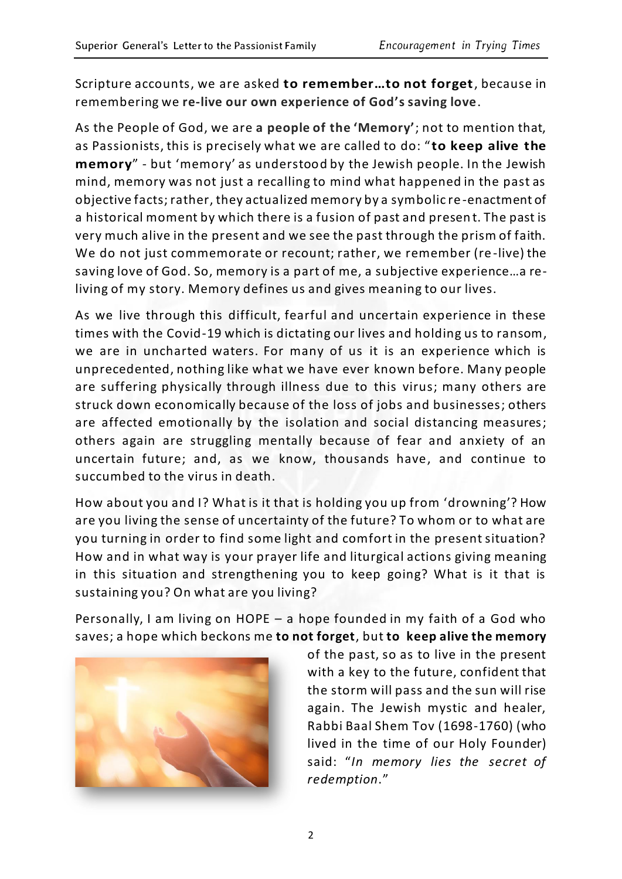Scripture accounts, we are asked **to remember…to not forget**, because in remembering we **re-live our own experience of God's saving love**.

As the People of God, we are **a people of the 'Memory'**; not to mention that, as Passionists, this is precisely what we are called to do: "**to keep alive the memory**" - but 'memory' as understood by the Jewish people. In the Jewish mind, memory was not just a recalling to mind what happened in the past as objective facts; rather, they actualized memory by a symbolic re-enactment of a historical moment by which there is a fusion of past and present. The past is very much alive in the present and we see the past through the prism of faith. We do not just commemorate or recount; rather, we remember (re-live) the saving love of God. So, memory is a part of me, a subjective experience…a re-living of my story. Memory defines us and gives meaning to our lives.

As we live through this difficult, fearful and uncertain experience in these times with the Covid-19 which is dictating our lives and holding us to ransom, we are in uncharted waters. For many of us it is an experience which is unprecedented, nothing like what we have ever known before. Many people are suffering physically through illness due to this virus; many others are struck down economically because of the loss of jobs and businesses; others are affected emotionally by the isolation and social distancing measures; others again are struggling mentally because of fear and anxiety of an uncertain future; and, as we know, thousands have, and continue to succumbed to the virus in death.

How about you and I? What is it that is holding you up from 'drowning'? How are you living the sense of uncertainty of the future? To whom or to what are you turning in order to find some light and comfort in the present situation? How and in what way is your prayer life and liturgical actions giving meaning in this situation and strengthening you to keep going? What is it that is sustaining you? On what are you living?

Personally, I am living on HOPE – a hope founded in my faith of a God who saves; a hope which beckons me **to not forget**, but **to keep alive the memory** of the past, so as to live in the present with a key to the future, confident that the storm will pass and the sun will rise again. The Jewish mystic and healer, Rabbi Baal Shem Tov (1698-1760) (who lived in the time of our Holy Founder) said: "*In memory lies the secret of redemption*."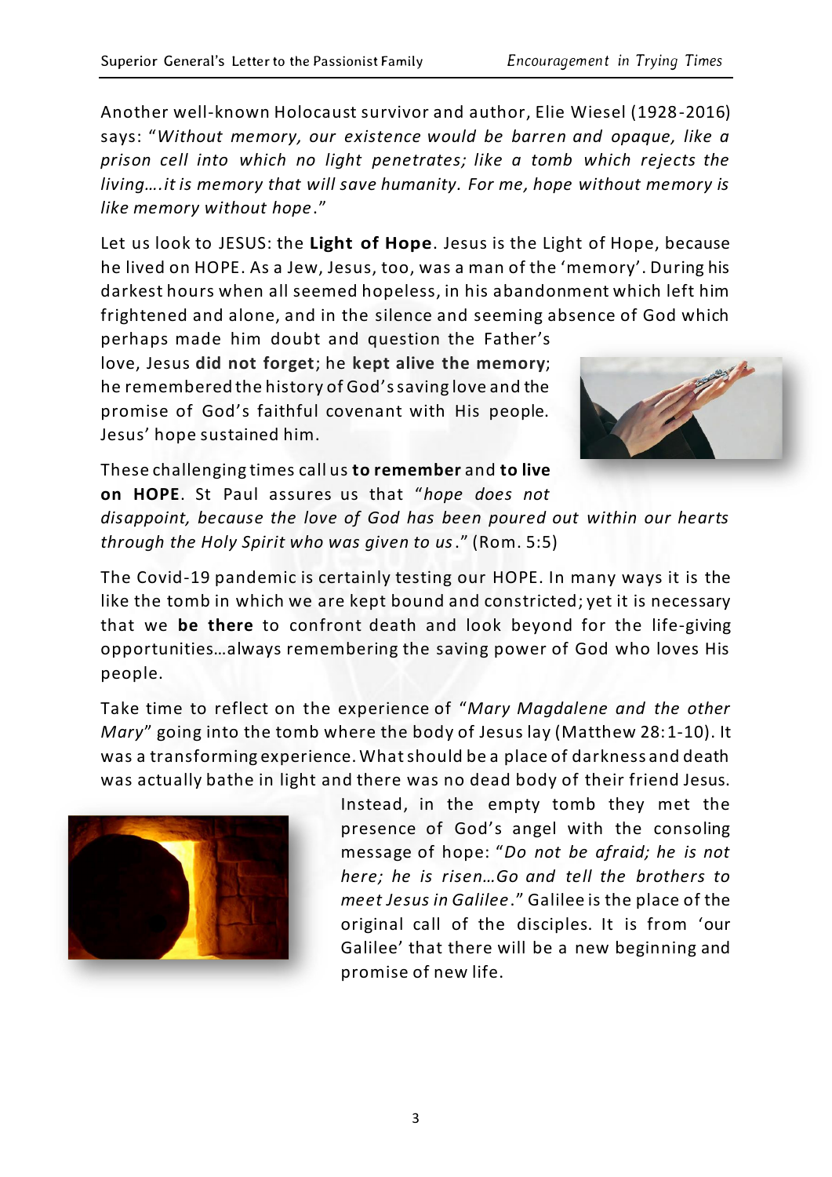Another well-known Holocaust survivor and author, Elie Wiesel (1928-2016) says: "*Without memory, our existence would be barren and opaque, like a prison cell into which no light penetrates; like a tomb which rejects the living….it is memory that will save humanity. For me, hope without memory is like memory without hope*."

Let us look to JESUS: the **Light of Hope**. Jesus is the Light of Hope, because he lived on HOPE. As a Jew, Jesus, too, was a man of the 'memory'. During his darkest hours when all seemed hopeless, in his abandonment which left him frightened and alone, and in the silence and seeming absence of God which perhaps made him doubt and question the Father's love, Jesus **did not forget**; he **kept alive the memory**; he remembered the history of God's saving love and the promise of God's faithful covenant with His people. Jesus' hope sustained him.

These challenging times call us **to remember** and **to live on HOPE**. St Paul assures us that "*hope does not disappoint, because the love of God has been poured out within our hearts through the Holy Spirit who was given to us*." (Rom. 5:5)

The Covid-19 pandemic is certainly testing our HOPE. In many ways it is the like the tomb in which we are kept bound and constricted; yet it is necessary that we **be there** to confront death and look beyond for the life-giving opportunities…always remembering the saving power of God who loves His people.

Take time to reflect on the experience of "*Mary Magdalene and the other Mary*" going into the tomb where the body of Jesus lay (Matthew 28:1-10). It was a transforming experience. What should be a place of darkness and death was actually bathe in light and there was no dead body of their friend Jesus. Instead, in the empty tomb they met the presence of God's angel with the consoling message of hope: "*Do not be afraid; he is not here; he is risen…Go and tell the brothers to meet Jesus in Galilee*." Galilee is the place of the original call of the disciples. It is from 'our Galilee' that there will be a new beginning and promise of new life.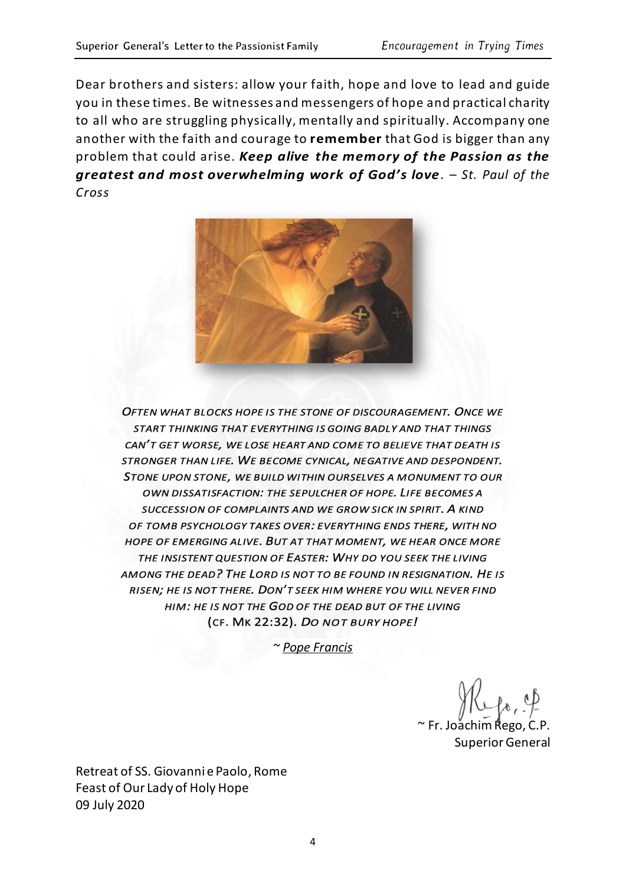Dear brothers and sisters: allow your faith, hope and love to lead and guide you in these times. Be witnesses and messengers of hope and practical charity to all who are struggling physically, mentally and spiritually. Accompany one another with the faith and courage to **remember** that God is bigger than any problem that could arise. ***Keep alive the memory of the Passion as the greatest and most overwhelming work of God's love****. – St. Paul of the Cross*

*OFTEN WHAT BLOCKS HOPE IS THE STONE OF DISCOURAGEMENT. ONCE WE START THINKING THAT EVERYTHING IS GOING BADLY AND THAT THINGS CAN'T GET WORSE, WE LOSE HEART AND COME TO BELIEVE THAT DEATH IS STRONGER THAN LIFE. WE BECOME CYNICAL, NEGATIVE AND DESPONDENT. STONE UPON STONE, WE BUILD WITHIN OURSELVES A MONUMENT TO OUR OWN DISSATISFACTION: THE SEPULCHER OF HOPE. LIFE BECOMES A SUCCESSION OF COMPLAINTS AND WE GROW SICK IN SPIRIT. A KIND OF TOMB PSYCHOLOGY TAKES OVER: EVERYTHING ENDS THERE, WITH NO HOPE OF EMERGING ALIVE. BUT AT THAT MOMENT, WE HEAR ONCE MORE THE INSISTENT QUESTION OF EASTER: WHY DO YOU SEEK THE LIVING AMONG THE DEAD? THE LORD IS NOT TO BE FOUND IN RESIGNATION. HE IS RISEN; HE IS NOT THERE. DON'T SEEK HIM WHERE YOU WILL NEVER FIND HIM: HE IS NOT THE GOD OF THE DEAD BUT OF THE LIVING* (CF. MK 22:32). *DO NOT BURY HOPE!*

~ Pope Francis

~ Fr. Joachim Rego, C.P.
Superior General

Retreat of SS. Giovanni e Paolo, Rome
Feast of Our Lady of Holy Hope
09 July 2020